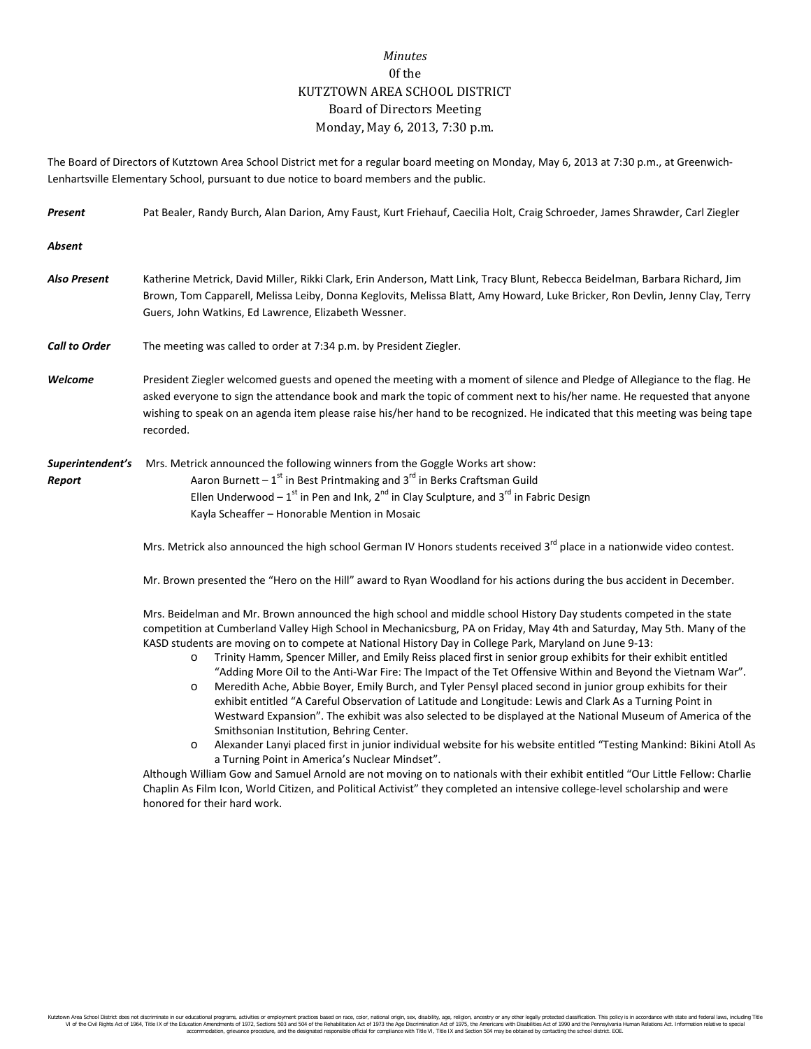*Minutes*
0f the
KUTZTOWN AREA SCHOOL DISTRICT
Board of Directors Meeting
Monday, May 6, 2013, 7:30 p.m.

The Board of Directors of Kutztown Area School District met for a regular board meeting on Monday, May 6, 2013 at 7:30 p.m., at Greenwich-Lenhartsville Elementary School, pursuant to due notice to board members and the public.

***Present*** Pat Bealer, Randy Burch, Alan Darion, Amy Faust, Kurt Friehauf, Caecilia Holt, Craig Schroeder, James Shrawder, Carl Ziegler

***Absent***

***Also Present*** Katherine Metrick, David Miller, Rikki Clark, Erin Anderson, Matt Link, Tracy Blunt, Rebecca Beidelman, Barbara Richard, Jim Brown, Tom Capparell, Melissa Leiby, Donna Keglovits, Melissa Blatt, Amy Howard, Luke Bricker, Ron Devlin, Jenny Clay, Terry Guers, John Watkins, Ed Lawrence, Elizabeth Wessner.

***Call to Order*** The meeting was called to order at 7:34 p.m. by President Ziegler.

***Welcome*** President Ziegler welcomed guests and opened the meeting with a moment of silence and Pledge of Allegiance to the flag. He asked everyone to sign the attendance book and mark the topic of comment next to his/her name. He requested that anyone wishing to speak on an agenda item please raise his/her hand to be recognized. He indicated that this meeting was being tape recorded.

***Superintendent's Report*** Mrs. Metrick announced the following winners from the Goggle Works art show:

Aaron Burnett – 1st in Best Printmaking and 3rd in Berks Craftsman Guild
Ellen Underwood – 1st in Pen and Ink, 2nd in Clay Sculpture, and 3rd in Fabric Design
Kayla Scheaffer – Honorable Mention in Mosaic

Mrs. Metrick also announced the high school German IV Honors students received 3rd place in a nationwide video contest.

Mr. Brown presented the "Hero on the Hill" award to Ryan Woodland for his actions during the bus accident in December.

Mrs. Beidelman and Mr. Brown announced the high school and middle school History Day students competed in the state competition at Cumberland Valley High School in Mechanicsburg, PA on Friday, May 4th and Saturday, May 5th. Many of the KASD students are moving on to compete at National History Day in College Park, Maryland on June 9-13:

- Trinity Hamm, Spencer Miller, and Emily Reiss placed first in senior group exhibits for their exhibit entitled "Adding More Oil to the Anti-War Fire: The Impact of the Tet Offensive Within and Beyond the Vietnam War".
- Meredith Ache, Abbie Boyer, Emily Burch, and Tyler Pensyl placed second in junior group exhibits for their exhibit entitled "A Careful Observation of Latitude and Longitude: Lewis and Clark As a Turning Point in Westward Expansion". The exhibit was also selected to be displayed at the National Museum of America of the Smithsonian Institution, Behring Center.
- Alexander Lanyi placed first in junior individual website for his website entitled "Testing Mankind: Bikini Atoll As a Turning Point in America's Nuclear Mindset".

Although William Gow and Samuel Arnold are not moving on to nationals with their exhibit entitled "Our Little Fellow: Charlie Chaplin As Film Icon, World Citizen, and Political Activist" they completed an intensive college-level scholarship and were honored for their hard work.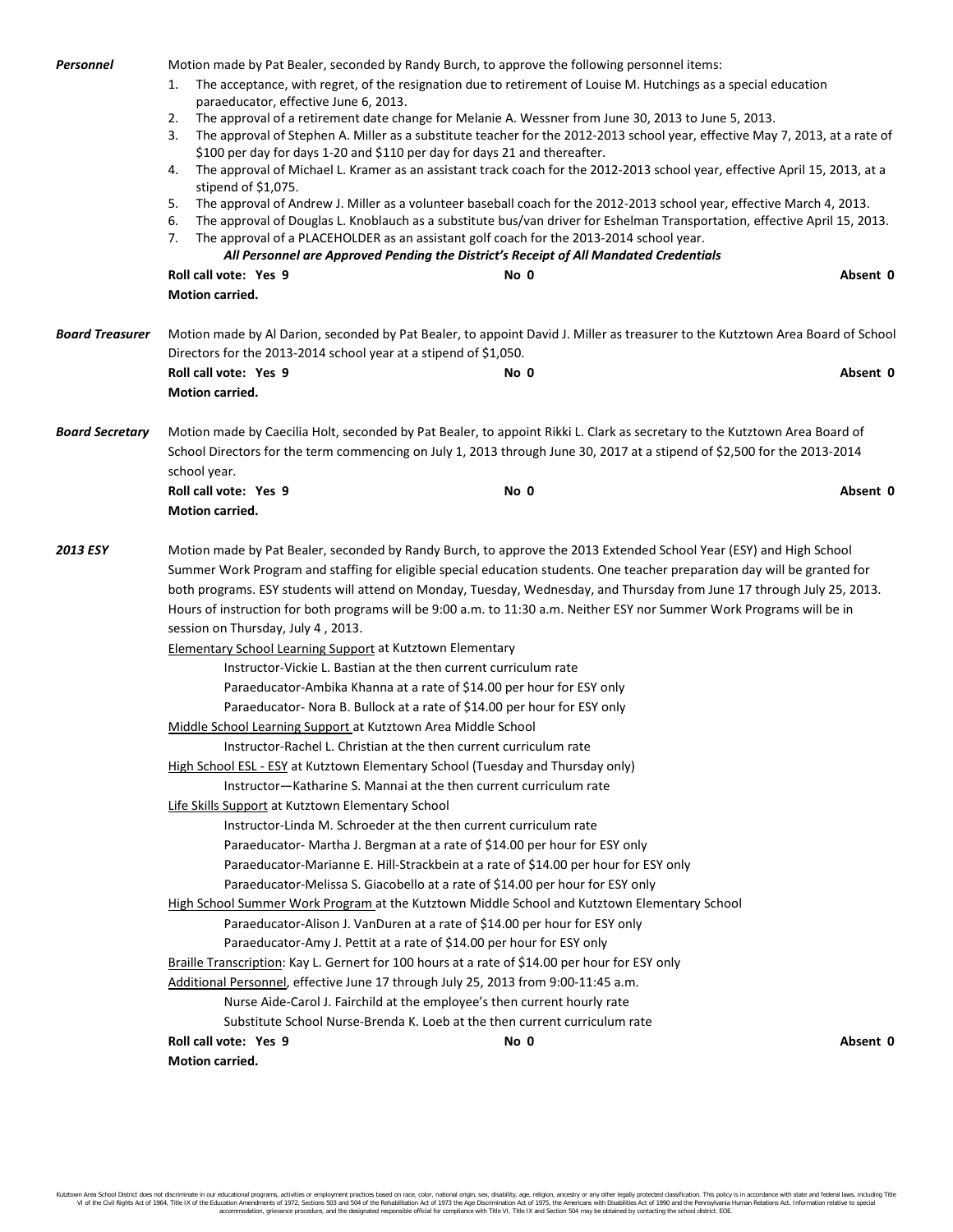***Personnel*** Motion made by Pat Bealer, seconded by Randy Burch, to approve the following personnel items:

1. The acceptance, with regret, of the resignation due to retirement of Louise M. Hutchings as a special education paraeducator, effective June 6, 2013.
2. The approval of a retirement date change for Melanie A. Wessner from June 30, 2013 to June 5, 2013.
3. The approval of Stephen A. Miller as a substitute teacher for the 2012-2013 school year, effective May 7, 2013, at a rate of $100 per day for days 1-20 and $110 per day for days 21 and thereafter.
4. The approval of Michael L. Kramer as an assistant track coach for the 2012-2013 school year, effective April 15, 2013, at a stipend of $1,075.
5. The approval of Andrew J. Miller as a volunteer baseball coach for the 2012-2013 school year, effective March 4, 2013.
6. The approval of Douglas L. Knoblauch as a substitute bus/van driver for Eshelman Transportation, effective April 15, 2013.
7. The approval of a PLACEHOLDER as an assistant golf coach for the 2013-2014 school year.

***All Personnel are Approved Pending the District's Receipt of All Mandated Credentials***

**Roll call vote: Yes 9** **No 0** **Absent 0**

**Motion carried.**

***Board Treasurer*** Motion made by Al Darion, seconded by Pat Bealer, to appoint David J. Miller as treasurer to the Kutztown Area Board of School Directors for the 2013-2014 school year at a stipend of $1,050.

**Roll call vote: Yes 9** **No 0** **Absent 0**

**Motion carried.**

***Board Secretary*** Motion made by Caecilia Holt, seconded by Pat Bealer, to appoint Rikki L. Clark as secretary to the Kutztown Area Board of School Directors for the term commencing on July 1, 2013 through June 30, 2017 at a stipend of $2,500 for the 2013-2014 school year.

**Roll call vote: Yes 9** **No 0** **Absent 0**

**Motion carried.**

***2013 ESY*** Motion made by Pat Bealer, seconded by Randy Burch, to approve the 2013 Extended School Year (ESY) and High School Summer Work Program and staffing for eligible special education students. One teacher preparation day will be granted for both programs. ESY students will attend on Monday, Tuesday, Wednesday, and Thursday from June 17 through July 25, 2013. Hours of instruction for both programs will be 9:00 a.m. to 11:30 a.m. Neither ESY nor Summer Work Programs will be in session on Thursday, July 4 , 2013.

Elementary School Learning Support at Kutztown Elementary

- Instructor-Vickie L. Bastian at the then current curriculum rate
- Paraeducator-Ambika Khanna at a rate of $14.00 per hour for ESY only
- Paraeducator- Nora B. Bullock at a rate of $14.00 per hour for ESY only

Middle School Learning Support at Kutztown Area Middle School

- Instructor-Rachel L. Christian at the then current curriculum rate

High School ESL - ESY at Kutztown Elementary School (Tuesday and Thursday only)

- Instructor—Katharine S. Mannai at the then current curriculum rate

Life Skills Support at Kutztown Elementary School

- Instructor-Linda M. Schroeder at the then current curriculum rate
- Paraeducator- Martha J. Bergman at a rate of $14.00 per hour for ESY only
- Paraeducator-Marianne E. Hill-Strackbein at a rate of $14.00 per hour for ESY only
- Paraeducator-Melissa S. Giacobello at a rate of $14.00 per hour for ESY only

High School Summer Work Program at the Kutztown Middle School and Kutztown Elementary School

- Paraeducator-Alison J. VanDuren at a rate of $14.00 per hour for ESY only
- Paraeducator-Amy J. Pettit at a rate of $14.00 per hour for ESY only

Braille Transcription: Kay L. Gernert for 100 hours at a rate of $14.00 per hour for ESY only

Additional Personnel, effective June 17 through July 25, 2013 from 9:00-11:45 a.m.

- Nurse Aide-Carol J. Fairchild at the employee's then current hourly rate
- Substitute School Nurse-Brenda K. Loeb at the then current curriculum rate

**Roll call vote: Yes 9** **No 0** **Absent 0**

**Motion carried.**

Kutztown Area School District does not discriminate in our educational programs, activities or employment practices based on race, color, national origin, sex, disability, age, religion, ancestry or any other legally protected classification. This policy is in accordance with state and federal laws, including Title VI of the Civil Rights Act of 1964, Title IX of the Education Amendments of 1972, Sections 503 and 504 of the Rehabilitation Act of 1973 the Age Discrimination Act of 1975, the Americans with Disabilities Act of 1990 and the Pennsylvania Human Relations Act. Information relative to special accommodation, grievance procedure, and the designated responsible official for compliance with Title VI, Title IX and Section 504 may be obtained by contacting the school district. EOE.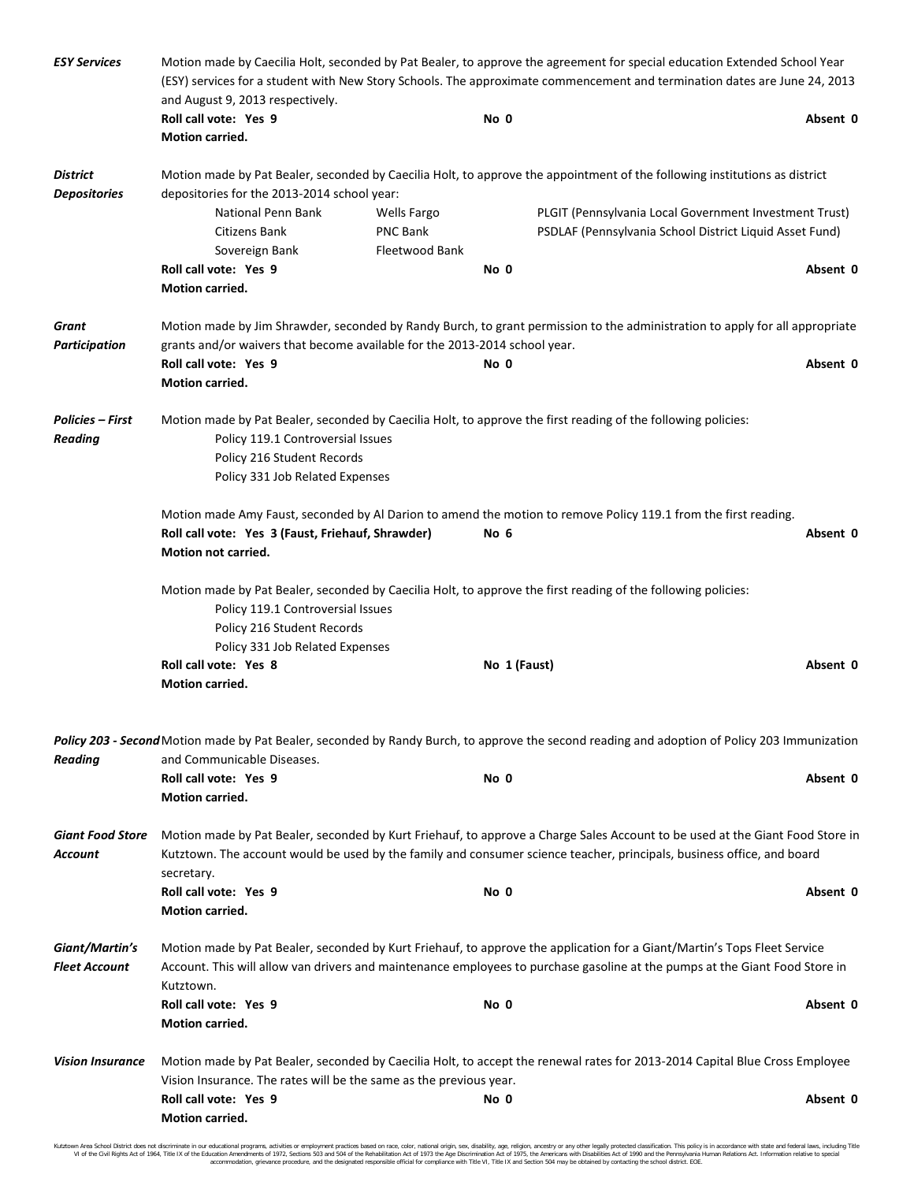***ESY Services***

Motion made by Caecilia Holt, seconded by Pat Bealer, to approve the agreement for special education Extended School Year (ESY) services for a student with New Story Schools. The approximate commencement and termination dates are June 24, 2013 and August 9, 2013 respectively.

**Roll call vote: Yes 9** **No 0** **Absent 0**
**Motion carried.**

***District Depositories***

Motion made by Pat Bealer, seconded by Caecilia Holt, to approve the appointment of the following institutions as district depositories for the 2013-2014 school year:

| | | |
|---|---|---|
| National Penn Bank | Wells Fargo | PLGIT (Pennsylvania Local Government Investment Trust) |
| Citizens Bank | PNC Bank | PSDLAF (Pennsylvania School District Liquid Asset Fund) |
| Sovereign Bank | Fleetwood Bank | |

**Roll call vote: Yes 9** **No 0** **Absent 0**
**Motion carried.**

***Grant Participation***

Motion made by Jim Shrawder, seconded by Randy Burch, to grant permission to the administration to apply for all appropriate grants and/or waivers that become available for the 2013-2014 school year.

**Roll call vote: Yes 9** **No 0** **Absent 0**
**Motion carried.**

***Policies – First Reading***

Motion made by Pat Bealer, seconded by Caecilia Holt, to approve the first reading of the following policies:

Policy 119.1 Controversial Issues
Policy 216 Student Records
Policy 331 Job Related Expenses

Motion made Amy Faust, seconded by Al Darion to amend the motion to remove Policy 119.1 from the first reading.

**Roll call vote: Yes 3 (Faust, Friehauf, Shrawder)** **No 6** **Absent 0**
**Motion not carried.**

Motion made by Pat Bealer, seconded by Caecilia Holt, to approve the first reading of the following policies:

Policy 119.1 Controversial Issues
Policy 216 Student Records
Policy 331 Job Related Expenses

**Roll call vote: Yes 8** **No 1 (Faust)** **Absent 0**
**Motion carried.**

***Policy 203 - Second Reading***

Motion made by Pat Bealer, seconded by Randy Burch, to approve the second reading and adoption of Policy 203 Immunization and Communicable Diseases.

**Roll call vote: Yes 9** **No 0** **Absent 0**
**Motion carried.**

***Giant Food Store Account***

Motion made by Pat Bealer, seconded by Kurt Friehauf, to approve a Charge Sales Account to be used at the Giant Food Store in Kutztown. The account would be used by the family and consumer science teacher, principals, business office, and board secretary.

**Roll call vote: Yes 9** **No 0** **Absent 0**
**Motion carried.**

***Giant/Martin's Fleet Account***

Motion made by Pat Bealer, seconded by Kurt Friehauf, to approve the application for a Giant/Martin's Tops Fleet Service Account. This will allow van drivers and maintenance employees to purchase gasoline at the pumps at the Giant Food Store in Kutztown.

**Roll call vote: Yes 9** **No 0** **Absent 0**
**Motion carried.**

***Vision Insurance***

Motion made by Pat Bealer, seconded by Caecilia Holt, to accept the renewal rates for 2013-2014 Capital Blue Cross Employee Vision Insurance. The rates will be the same as the previous year.

**Roll call vote: Yes 9** **No 0** **Absent 0**
**Motion carried.**

Kutztown Area School District does not discriminate in our educational programs, activities or employment practices based on race, color, national origin, sex, disability, age, religion, ancestry or any other legally protected classification. This policy is in accordance with state and federal laws, including Title VI of the Civil Rights Act of 1964, Title IX of the Education Amendments of 1972, Sections 503 and 504 of the Rehabilitation Act of 1973 the Age Discrimination Act of 1975, the Americans with Disabilities Act of 1990 and the Pennsylvania Human Relations Act. Information relative to special accommodation, grievance procedure, and the designated responsible official for compliance with Title VI, Title IX and Section 504 may be obtained by contacting the school district. EOE.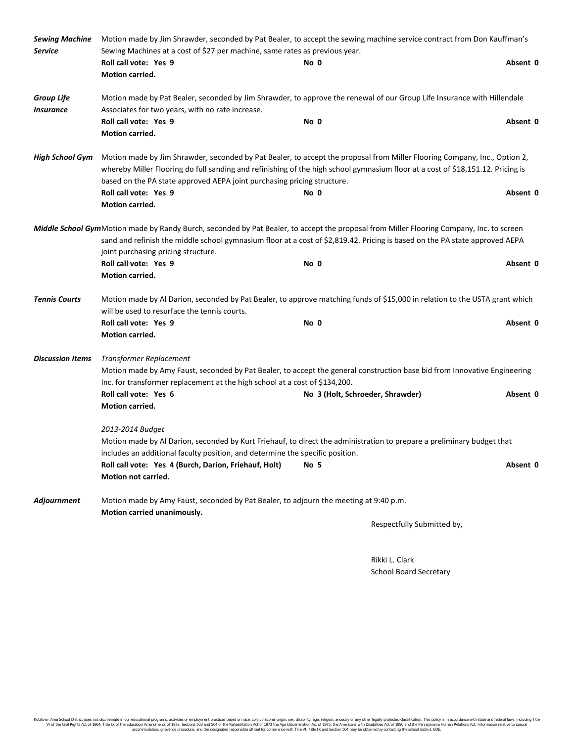***Sewing Machine Service***

Motion made by Jim Shrawder, seconded by Pat Bealer, to accept the sewing machine service contract from Don Kauffman's Sewing Machines at a cost of $27 per machine, same rates as previous year.

**Roll call vote: Yes 9** **No 0** **Absent 0**

**Motion carried.**

***Group Life Insurance***

Motion made by Pat Bealer, seconded by Jim Shrawder, to approve the renewal of our Group Life Insurance with Hillendale Associates for two years, with no rate increase.

**Roll call vote: Yes 9** **No 0** **Absent 0**

**Motion carried.**

***High School Gym***

Motion made by Jim Shrawder, seconded by Pat Bealer, to accept the proposal from Miller Flooring Company, Inc., Option 2, whereby Miller Flooring do full sanding and refinishing of the high school gymnasium floor at a cost of $18,151.12. Pricing is based on the PA state approved AEPA joint purchasing pricing structure.

**Roll call vote: Yes 9** **No 0** **Absent 0**

**Motion carried.**

***Middle School Gym***

Motion made by Randy Burch, seconded by Pat Bealer, to accept the proposal from Miller Flooring Company, Inc. to screen sand and refinish the middle school gymnasium floor at a cost of $2,819.42. Pricing is based on the PA state approved AEPA joint purchasing pricing structure.

**Roll call vote: Yes 9** **No 0** **Absent 0**

**Motion carried.**

***Tennis Courts***

Motion made by Al Darion, seconded by Pat Bealer, to approve matching funds of $15,000 in relation to the USTA grant which will be used to resurface the tennis courts.

**Roll call vote: Yes 9** **No 0** **Absent 0**

**Motion carried.**

***Discussion Items***

*Transformer Replacement*

Motion made by Amy Faust, seconded by Pat Bealer, to accept the general construction base bid from Innovative Engineering Inc. for transformer replacement at the high school at a cost of $134,200.

**Roll call vote: Yes 6** **No 3 (Holt, Schroeder, Shrawder)** **Absent 0**

**Motion carried.**

*2013-2014 Budget*

Motion made by Al Darion, seconded by Kurt Friehauf, to direct the administration to prepare a preliminary budget that includes an additional faculty position, and determine the specific position.

**Roll call vote: Yes 4 (Burch, Darion, Friehauf, Holt)** **No 5** **Absent 0**

**Motion not carried.**

***Adjournment***

Motion made by Amy Faust, seconded by Pat Bealer, to adjourn the meeting at 9:40 p.m.

**Motion carried unanimously.**

Respectfully Submitted by,

Rikki L. Clark
School Board Secretary

Kutztown Area School District does not discriminate in our educational programs, activities or employment practices based on race, color, national origin, sex, disability, age, religion, ancestry or any other legally protected classification. This policy is in accordance with state and federal laws, including Title VI of the Civil Rights Act of 1964, Title IX of the Education Amendments of 1972, Sections 503 and 504 of the Rehabilitation Act of 1973 the Age Discrimination Act of 1975, the Americans with Disabilities Act of 1990 and the Pennsylvania Human Relations Act. Information relative to special accommodation, grievance procedure, and the designated responsible official for compliance with Title VI, Title IX and Section 504 may be obtained by contacting the school district. EOE.